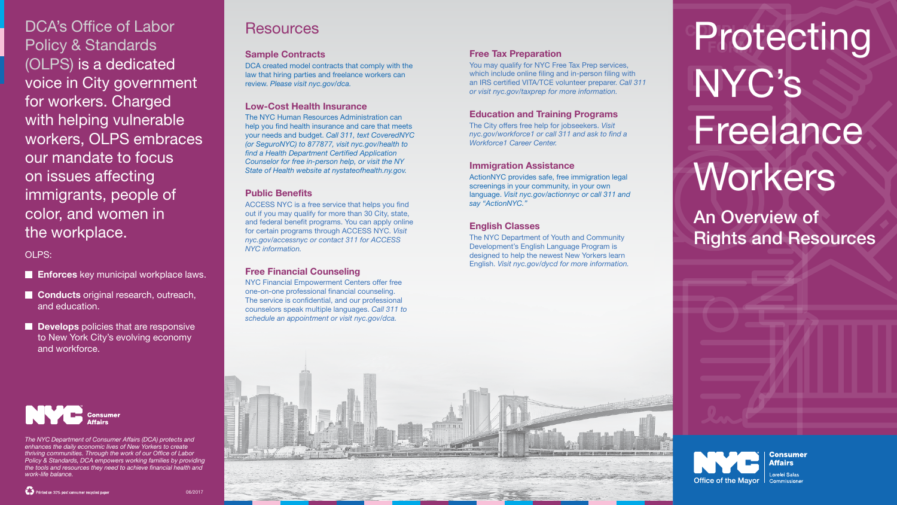DCA's Office of Labor Policy & Standards (OLPS) is a dedicated voice in City government for workers. Charged with helping vulnerable workers, OLPS embraces our mandate to focus on issues affecting immigrants, people of color, and women in the workplace.

OLPS:

- **Enforces** key municipal workplace laws.
- **Conducts** original research, outreach, and education.
- **Develops** policies that are responsive to New York City's evolving economy and workforce.

NYC Consumer Affairs

*The NYC Department of Consumer Affairs (DCA) protects and enhances the daily economic lives of New Yorkers to create thriving communities. Through the work of our Office of Labor Policy & Standards, DCA empowers working families by providing the tools and resources they need to achieve financial health and work-life balance.*

Printed on 30% post consumer recycled paper

06/2017

## Resources

### Sample Contracts

DCA created model contracts that comply with the law that hiring parties and freelance workers can review. *Please visit nyc.gov/dca.*

### Low-Cost Health Insurance

The NYC Human Resources Administration can help you find health insurance and care that meets your needs and budget. *Call 311, text CoveredNYC (or SeguroNYC) to 877877, visit nyc.gov/health to find a Health Department Certified Application Counselor for free in-person help, or visit the NY State of Health website at nystateofhealth.ny.gov.*

### Public Benefits

ACCESS NYC is a free service that helps you find out if you may qualify for more than 30 City, state, and federal benefit programs. You can apply online for certain programs through ACCESS NYC. *Visit nyc.gov/accessnyc or contact 311 for ACCESS NYC information.*

### Free Financial Counseling

NYC Financial Empowerment Centers offer free one-on-one professional financial counseling. The service is confidential, and our professional counselors speak multiple languages. *Call 311 to schedule an appointment or visit nyc.gov/dca.*

### Free Tax Preparation

You may qualify for NYC Free Tax Prep services, which include online filing and in-person filing with an IRS certified VITA/TCE volunteer preparer. *Call 311 or visit nyc.gov/taxprep for more information.*

### Education and Training Programs

The City offers free help for jobseekers. *Visit nyc.gov/workforce1 or call 311 and ask to find a Workforce1 Career Center.*

### Immigration Assistance

ActionNYC provides safe, free immigration legal screenings in your community, in your own language. *Visit nyc.gov/actionnyc or call 311 and say "ActionNYC."*

### English Classes

The NYC Department of Youth and Community Development's English Language Program is designed to help the newest New Yorkers learn English. *Visit nyc.gov/dycd for more information.*

# Protecting NYC's Freelance Workers

## An Overview of Rights and Resources

NYC Office of the Mayor | Consumer Affairs | Lorelei Salas, Commissioner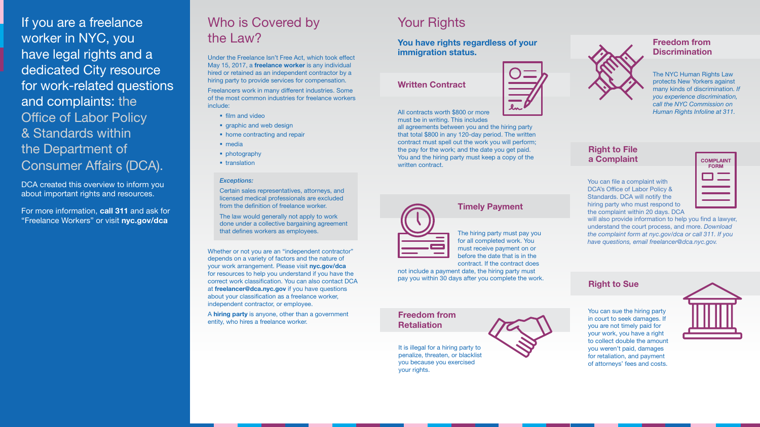If you are a freelance worker in NYC, you have legal rights and a dedicated City resource for work-related questions and complaints: the Office of Labor Policy & Standards within the Department of Consumer Affairs (DCA).

DCA created this overview to inform you about important rights and resources.

For more information, **call 311** and ask for "Freelance Workers" or visit **nyc.gov/dca**

## Who is Covered by the Law?

Under the Freelance Isn't Free Act, which took effect May 15, 2017, a **freelance worker** is any individual hired or retained as an independent contractor by a hiring party to provide services for compensation.

Freelancers work in many different industries. Some of the most common industries for freelance workers include:

- film and video
- graphic and web design
- home contracting and repair
- media
- photography
- translation

*Exceptions:*

Certain sales representatives, attorneys, and licensed medical professionals are excluded from the definition of freelance worker.

The law would generally not apply to work done under a collective bargaining agreement that defines workers as employees.

Whether or not you are an "independent contractor" depends on a variety of factors and the nature of your work arrangement. Please visit **nyc.gov/dca** for resources to help you understand if you have the correct work classification. You can also contact DCA at **freelancer@dca.nyc.gov** if you have questions about your classification as a freelance worker, independent contractor, or employee.

A **hiring party** is anyone, other than a government entity, who hires a freelance worker.

## Your Rights

**You have rights regardless of your immigration status.**

### Written Contract

All contracts worth $800 or more must be in writing. This includes all agreements between you and the hiring party that total $800 in any 120-day period. The written contract must spell out the work you will perform; the pay for the work; and the date you get paid. You and the hiring party must keep a copy of the written contract.

### Timely Payment

The hiring party must pay you for all completed work. You must receive payment on or before the date that is in the contract. If the contract does not include a payment date, the hiring party must pay you within 30 days after you complete the work.

### Freedom from Retaliation

It is illegal for a hiring party to penalize, threaten, or blacklist you because you exercised your rights.

### Freedom from Discrimination

The NYC Human Rights Law protects New Yorkers against many kinds of discrimination. *If you experience discrimination, call the NYC Commission on Human Rights Infoline at 311.*

### Right to File a Complaint

COMPLAINT FORM

You can file a complaint with DCA's Office of Labor Policy & Standards. DCA will notify the hiring party who must respond to the complaint within 20 days. DCA will also provide information to help you find a lawyer, understand the court process, and more. *Download the complaint form at nyc.gov/dca or call 311. If you have questions, email freelancer@dca.nyc.gov.*

### Right to Sue

You can sue the hiring party in court to seek damages. If you are not timely paid for your work, you have a right to collect double the amount you weren't paid, damages for retaliation, and payment of attorneys' fees and costs.